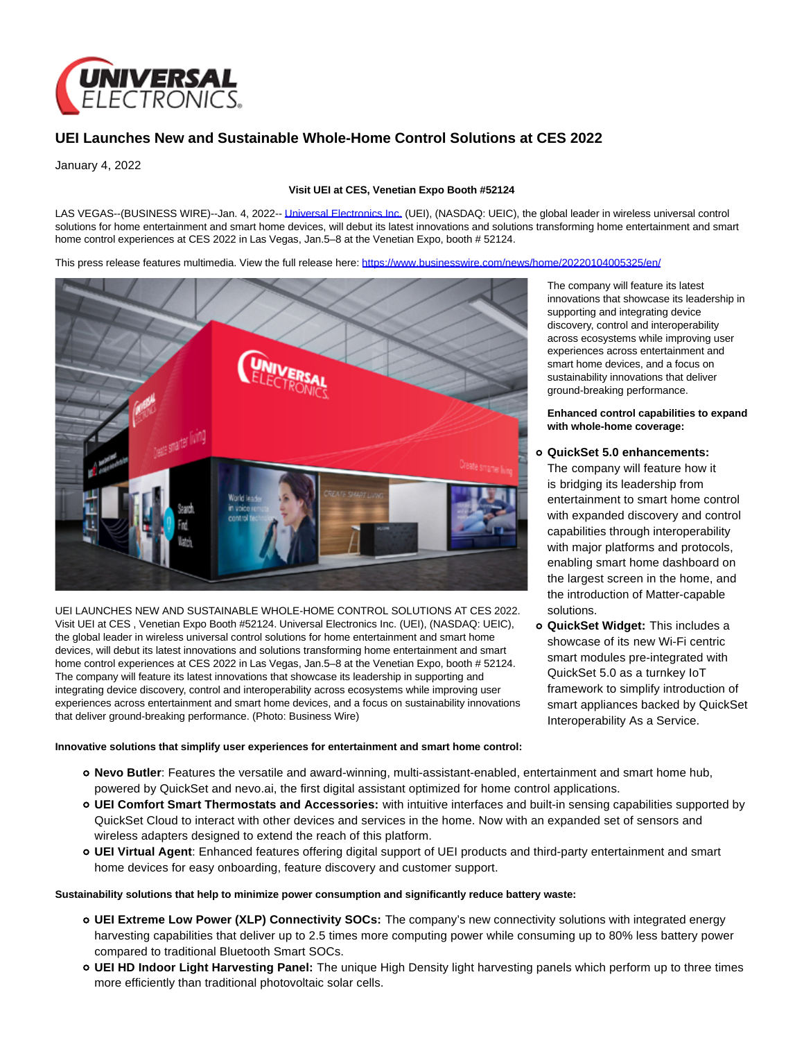# UEI Launches New and Sustainable Whole-Home Control Solutions at CES 2022

January 4, 2022

**Visit UEI at CES, Venetian Expo Booth #52124**

LAS VEGAS--(BUSINESS WIRE)--Jan. 4, 2022-- Universal Electronics Inc. (UEI), (NASDAQ: UEIC), the global leader in wireless universal control solutions for home entertainment and smart home devices, will debut its latest innovations and solutions transforming home entertainment and smart home control experiences at CES 2022 in Las Vegas, Jan.5–8 at the Venetian Expo, booth # 52124.

This press release features multimedia. View the full release here: https://www.businesswire.com/news/home/20220104005325/en/

UEI LAUNCHES NEW AND SUSTAINABLE WHOLE-HOME CONTROL SOLUTIONS AT CES 2022. Visit UEI at CES , Venetian Expo Booth #52124. Universal Electronics Inc. (UEI), (NASDAQ: UEIC), the global leader in wireless universal control solutions for home entertainment and smart home devices, will debut its latest innovations and solutions transforming home entertainment and smart home control experiences at CES 2022 in Las Vegas, Jan.5–8 at the Venetian Expo, booth # 52124. The company will feature its latest innovations that showcase its leadership in supporting and integrating device discovery, control and interoperability across ecosystems while improving user experiences across entertainment and smart home devices, and a focus on sustainability innovations that deliver ground-breaking performance. (Photo: Business Wire)

The company will feature its latest innovations that showcase its leadership in supporting and integrating device discovery, control and interoperability across ecosystems while improving user experiences across entertainment and smart home devices, and a focus on sustainability innovations that deliver ground-breaking performance.

**Enhanced control capabilities to expand with whole-home coverage:**

- **QuickSet 5.0 enhancements:** The company will feature how it is bridging its leadership from entertainment to smart home control with expanded discovery and control capabilities through interoperability with major platforms and protocols, enabling smart home dashboard on the largest screen in the home, and the introduction of Matter-capable solutions.
- **QuickSet Widget:** This includes a showcase of its new Wi-Fi centric smart modules pre-integrated with QuickSet 5.0 as a turnkey IoT framework to simplify introduction of smart appliances backed by QuickSet Interoperability As a Service.

**Innovative solutions that simplify user experiences for entertainment and smart home control:**

- **Nevo Butler**: Features the versatile and award-winning, multi-assistant-enabled, entertainment and smart home hub, powered by QuickSet and nevo.ai, the first digital assistant optimized for home control applications.
- **UEI Comfort Smart Thermostats and Accessories:** with intuitive interfaces and built-in sensing capabilities supported by QuickSet Cloud to interact with other devices and services in the home. Now with an expanded set of sensors and wireless adapters designed to extend the reach of this platform.
- **UEI Virtual Agent**: Enhanced features offering digital support of UEI products and third-party entertainment and smart home devices for easy onboarding, feature discovery and customer support.

**Sustainability solutions that help to minimize power consumption and significantly reduce battery waste:**

- **UEI Extreme Low Power (XLP) Connectivity SOCs:** The company's new connectivity solutions with integrated energy harvesting capabilities that deliver up to 2.5 times more computing power while consuming up to 80% less battery power compared to traditional Bluetooth Smart SOCs.
- **UEI HD Indoor Light Harvesting Panel:** The unique High Density light harvesting panels which perform up to three times more efficiently than traditional photovoltaic solar cells.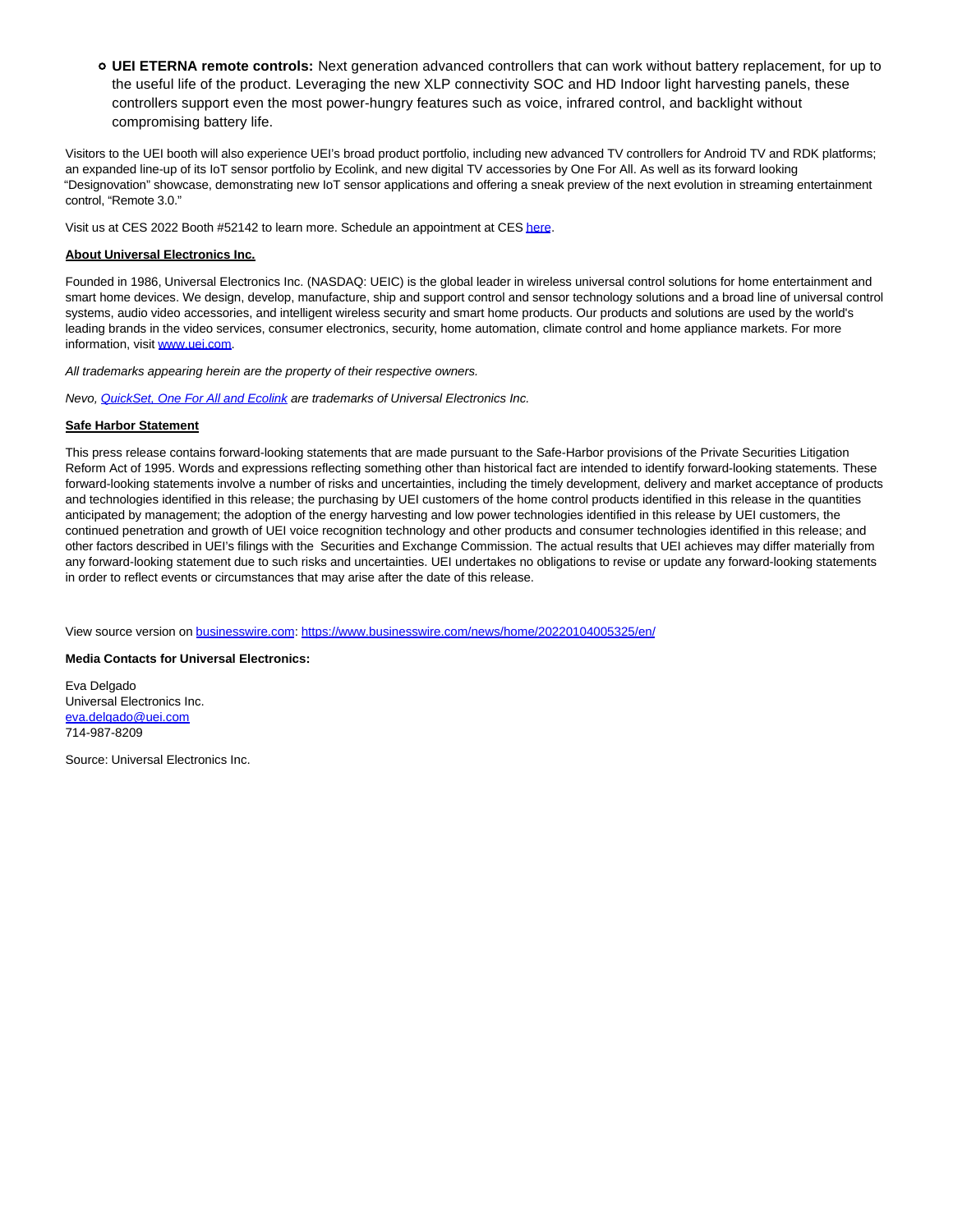- **UEI ETERNA remote controls:** Next generation advanced controllers that can work without battery replacement, for up to the useful life of the product. Leveraging the new XLP connectivity SOC and HD Indoor light harvesting panels, these controllers support even the most power-hungry features such as voice, infrared control, and backlight without compromising battery life.

Visitors to the UEI booth will also experience UEI's broad product portfolio, including new advanced TV controllers for Android TV and RDK platforms; an expanded line-up of its IoT sensor portfolio by Ecolink, and new digital TV accessories by One For All. As well as its forward looking "Designovation" showcase, demonstrating new IoT sensor applications and offering a sneak preview of the next evolution in streaming entertainment control, "Remote 3.0."

Visit us at CES 2022 Booth #52142 to learn more. Schedule an appointment at CES here.

**About Universal Electronics Inc.**

Founded in 1986, Universal Electronics Inc. (NASDAQ: UEIC) is the global leader in wireless universal control solutions for home entertainment and smart home devices. We design, develop, manufacture, ship and support control and sensor technology solutions and a broad line of universal control systems, audio video accessories, and intelligent wireless security and smart home products. Our products and solutions are used by the world's leading brands in the video services, consumer electronics, security, home automation, climate control and home appliance markets. For more information, visit www.uei.com.

*All trademarks appearing herein are the property of their respective owners.*

*Nevo, QuickSet, One For All and Ecolink are trademarks of Universal Electronics Inc.*

**Safe Harbor Statement**

This press release contains forward-looking statements that are made pursuant to the Safe-Harbor provisions of the Private Securities Litigation Reform Act of 1995. Words and expressions reflecting something other than historical fact are intended to identify forward-looking statements. These forward-looking statements involve a number of risks and uncertainties, including the timely development, delivery and market acceptance of products and technologies identified in this release; the purchasing by UEI customers of the home control products identified in this release in the quantities anticipated by management; the adoption of the energy harvesting and low power technologies identified in this release by UEI customers, the continued penetration and growth of UEI voice recognition technology and other products and consumer technologies identified in this release; and other factors described in UEI's filings with the Securities and Exchange Commission. The actual results that UEI achieves may differ materially from any forward-looking statement due to such risks and uncertainties. UEI undertakes no obligations to revise or update any forward-looking statements in order to reflect events or circumstances that may arise after the date of this release.

View source version on businesswire.com: https://www.businesswire.com/news/home/20220104005325/en/

**Media Contacts for Universal Electronics:**

Eva Delgado
Universal Electronics Inc.
eva.delgado@uei.com
714-987-8209

Source: Universal Electronics Inc.